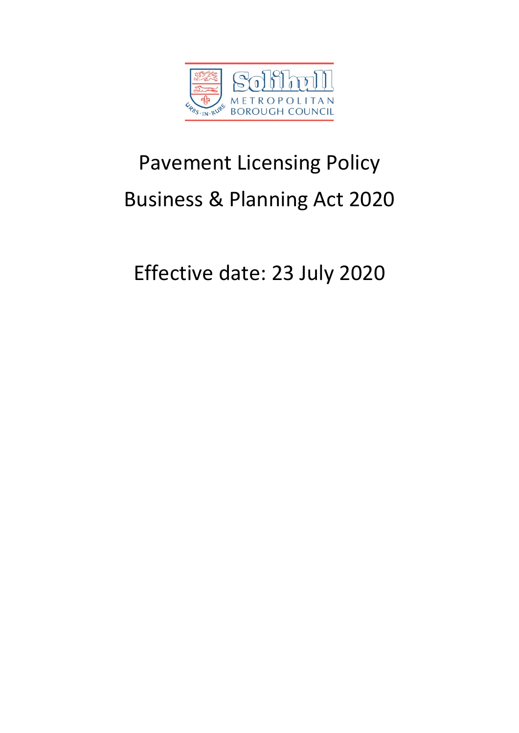# Pavement Licensing Policy

# Business & Planning Act 2020

## Effective date: 23 July 2020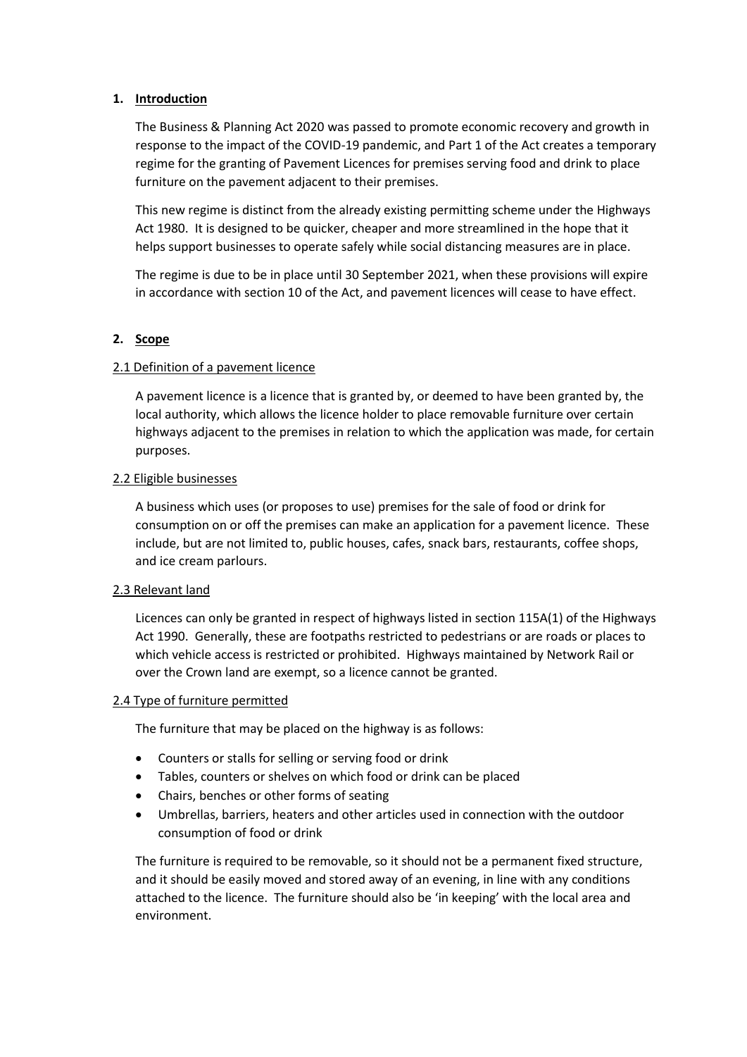## 1. Introduction

The Business & Planning Act 2020 was passed to promote economic recovery and growth in response to the impact of the COVID-19 pandemic, and Part 1 of the Act creates a temporary regime for the granting of Pavement Licences for premises serving food and drink to place furniture on the pavement adjacent to their premises.

This new regime is distinct from the already existing permitting scheme under the Highways Act 1980. It is designed to be quicker, cheaper and more streamlined in the hope that it helps support businesses to operate safely while social distancing measures are in place.

The regime is due to be in place until 30 September 2021, when these provisions will expire in accordance with section 10 of the Act, and pavement licences will cease to have effect.

## 2. Scope

### 2.1 Definition of a pavement licence

A pavement licence is a licence that is granted by, or deemed to have been granted by, the local authority, which allows the licence holder to place removable furniture over certain highways adjacent to the premises in relation to which the application was made, for certain purposes.

### 2.2 Eligible businesses

A business which uses (or proposes to use) premises for the sale of food or drink for consumption on or off the premises can make an application for a pavement licence. These include, but are not limited to, public houses, cafes, snack bars, restaurants, coffee shops, and ice cream parlours.

### 2.3 Relevant land

Licences can only be granted in respect of highways listed in section 115A(1) of the Highways Act 1990. Generally, these are footpaths restricted to pedestrians or are roads or places to which vehicle access is restricted or prohibited. Highways maintained by Network Rail or over the Crown land are exempt, so a licence cannot be granted.

### 2.4 Type of furniture permitted

The furniture that may be placed on the highway is as follows:

- Counters or stalls for selling or serving food or drink
- Tables, counters or shelves on which food or drink can be placed
- Chairs, benches or other forms of seating
- Umbrellas, barriers, heaters and other articles used in connection with the outdoor consumption of food or drink

The furniture is required to be removable, so it should not be a permanent fixed structure, and it should be easily moved and stored away of an evening, in line with any conditions attached to the licence. The furniture should also be 'in keeping' with the local area and environment.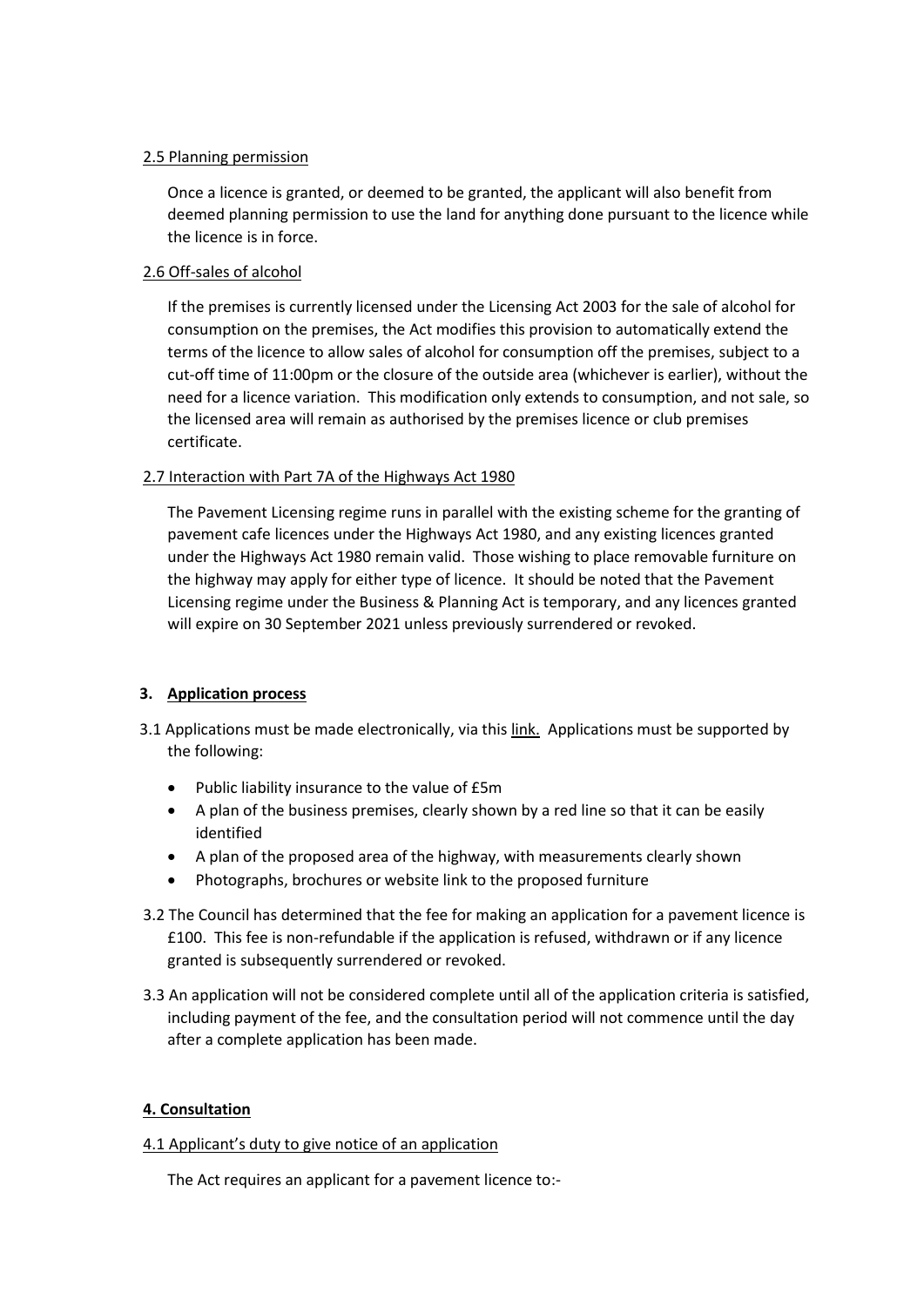2.5 Planning permission

Once a licence is granted, or deemed to be granted, the applicant will also benefit from deemed planning permission to use the land for anything done pursuant to the licence while the licence is in force.

2.6 Off-sales of alcohol

If the premises is currently licensed under the Licensing Act 2003 for the sale of alcohol for consumption on the premises, the Act modifies this provision to automatically extend the terms of the licence to allow sales of alcohol for consumption off the premises, subject to a cut-off time of 11:00pm or the closure of the outside area (whichever is earlier), without the need for a licence variation. This modification only extends to consumption, and not sale, so the licensed area will remain as authorised by the premises licence or club premises certificate.

2.7 Interaction with Part 7A of the Highways Act 1980

The Pavement Licensing regime runs in parallel with the existing scheme for the granting of pavement cafe licences under the Highways Act 1980, and any existing licences granted under the Highways Act 1980 remain valid. Those wishing to place removable furniture on the highway may apply for either type of licence. It should be noted that the Pavement Licensing regime under the Business & Planning Act is temporary, and any licences granted will expire on 30 September 2021 unless previously surrendered or revoked.

## 3. Application process

3.1 Applications must be made electronically, via this link. Applications must be supported by the following:

- Public liability insurance to the value of £5m
- A plan of the business premises, clearly shown by a red line so that it can be easily identified
- A plan of the proposed area of the highway, with measurements clearly shown
- Photographs, brochures or website link to the proposed furniture

3.2 The Council has determined that the fee for making an application for a pavement licence is £100. This fee is non-refundable if the application is refused, withdrawn or if any licence granted is subsequently surrendered or revoked.

3.3 An application will not be considered complete until all of the application criteria is satisfied, including payment of the fee, and the consultation period will not commence until the day after a complete application has been made.

## 4. Consultation

4.1 Applicant's duty to give notice of an application

The Act requires an applicant for a pavement licence to:-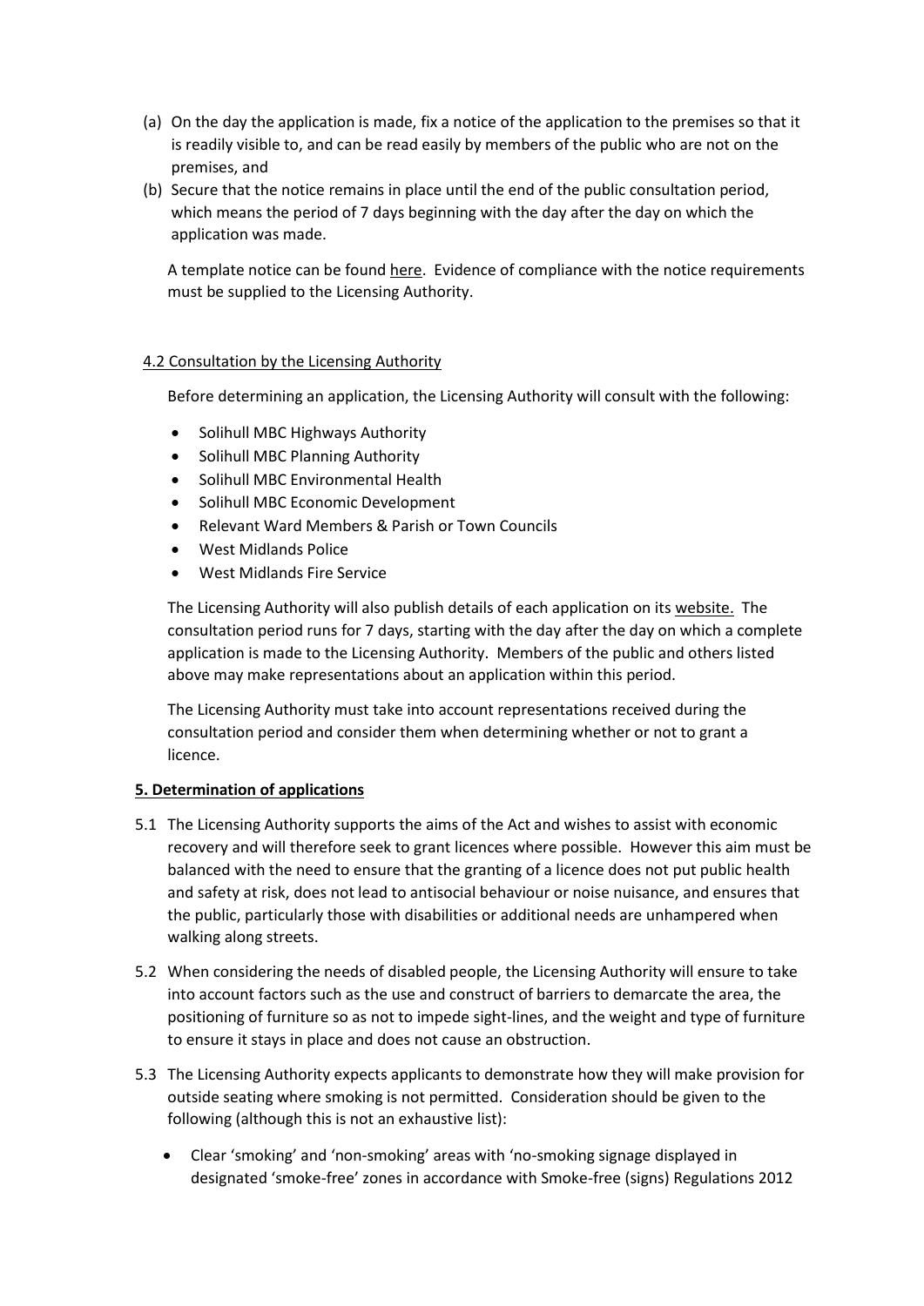(a) On the day the application is made, fix a notice of the application to the premises so that it is readily visible to, and can be read easily by members of the public who are not on the premises, and

(b) Secure that the notice remains in place until the end of the public consultation period, which means the period of 7 days beginning with the day after the day on which the application was made.

A template notice can be found here. Evidence of compliance with the notice requirements must be supplied to the Licensing Authority.

4.2 Consultation by the Licensing Authority

Before determining an application, the Licensing Authority will consult with the following:

- Solihull MBC Highways Authority
- Solihull MBC Planning Authority
- Solihull MBC Environmental Health
- Solihull MBC Economic Development
- Relevant Ward Members & Parish or Town Councils
- West Midlands Police
- West Midlands Fire Service

The Licensing Authority will also publish details of each application on its website. The consultation period runs for 7 days, starting with the day after the day on which a complete application is made to the Licensing Authority. Members of the public and others listed above may make representations about an application within this period.

The Licensing Authority must take into account representations received during the consultation period and consider them when determining whether or not to grant a licence.

**5. Determination of applications**

5.1 The Licensing Authority supports the aims of the Act and wishes to assist with economic recovery and will therefore seek to grant licences where possible. However this aim must be balanced with the need to ensure that the granting of a licence does not put public health and safety at risk, does not lead to antisocial behaviour or noise nuisance, and ensures that the public, particularly those with disabilities or additional needs are unhampered when walking along streets.

5.2 When considering the needs of disabled people, the Licensing Authority will ensure to take into account factors such as the use and construct of barriers to demarcate the area, the positioning of furniture so as not to impede sight-lines, and the weight and type of furniture to ensure it stays in place and does not cause an obstruction.

5.3 The Licensing Authority expects applicants to demonstrate how they will make provision for outside seating where smoking is not permitted. Consideration should be given to the following (although this is not an exhaustive list):

- Clear 'smoking' and 'non-smoking' areas with 'no-smoking signage displayed in designated 'smoke-free' zones in accordance with Smoke-free (signs) Regulations 2012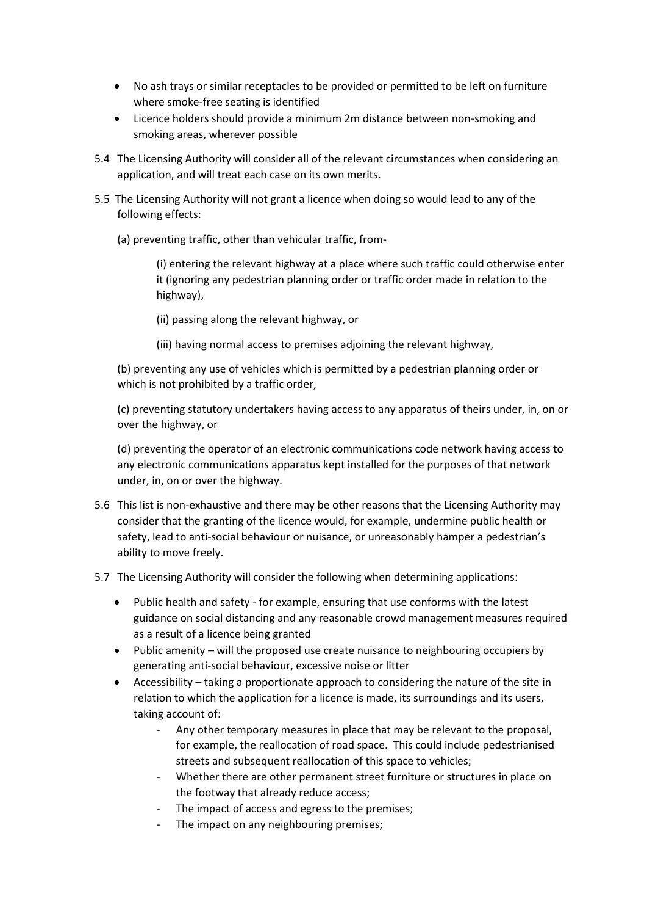- No ash trays or similar receptacles to be provided or permitted to be left on furniture where smoke-free seating is identified
- Licence holders should provide a minimum 2m distance between non-smoking and smoking areas, wherever possible

5.4 The Licensing Authority will consider all of the relevant circumstances when considering an application, and will treat each case on its own merits.

5.5 The Licensing Authority will not grant a licence when doing so would lead to any of the following effects:

(a) preventing traffic, other than vehicular traffic, from-

(i) entering the relevant highway at a place where such traffic could otherwise enter it (ignoring any pedestrian planning order or traffic order made in relation to the highway),

(ii) passing along the relevant highway, or

(iii) having normal access to premises adjoining the relevant highway,

(b) preventing any use of vehicles which is permitted by a pedestrian planning order or which is not prohibited by a traffic order,

(c) preventing statutory undertakers having access to any apparatus of theirs under, in, on or over the highway, or

(d) preventing the operator of an electronic communications code network having access to any electronic communications apparatus kept installed for the purposes of that network under, in, on or over the highway.

5.6 This list is non-exhaustive and there may be other reasons that the Licensing Authority may consider that the granting of the licence would, for example, undermine public health or safety, lead to anti-social behaviour or nuisance, or unreasonably hamper a pedestrian's ability to move freely.

5.7 The Licensing Authority will consider the following when determining applications:

- Public health and safety - for example, ensuring that use conforms with the latest guidance on social distancing and any reasonable crowd management measures required as a result of a licence being granted
- Public amenity – will the proposed use create nuisance to neighbouring occupiers by generating anti-social behaviour, excessive noise or litter
- Accessibility – taking a proportionate approach to considering the nature of the site in relation to which the application for a licence is made, its surroundings and its users, taking account of:
  - Any other temporary measures in place that may be relevant to the proposal, for example, the reallocation of road space. This could include pedestrianised streets and subsequent reallocation of this space to vehicles;
  - Whether there are other permanent street furniture or structures in place on the footway that already reduce access;
  - The impact of access and egress to the premises;
  - The impact on any neighbouring premises;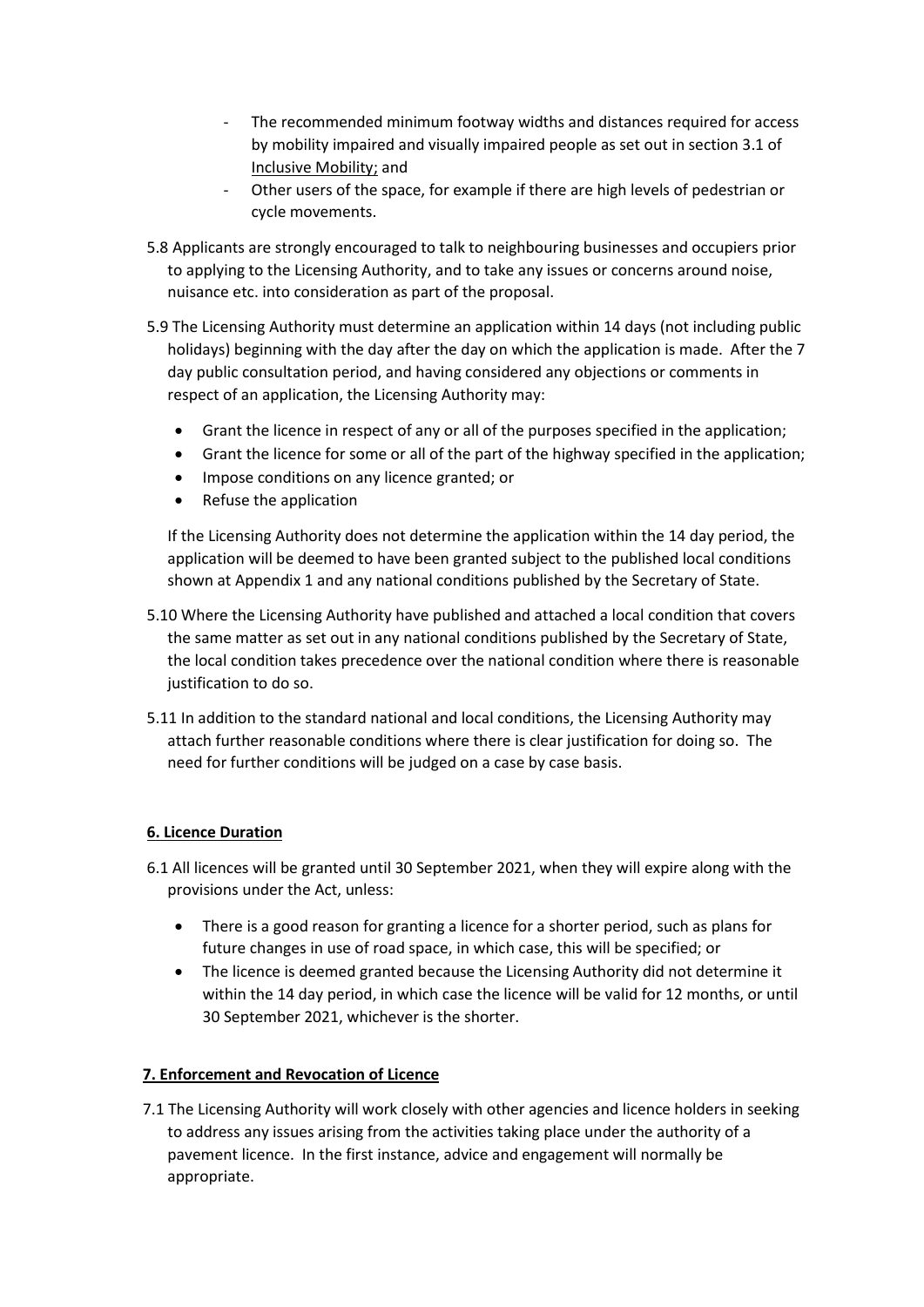- The recommended minimum footway widths and distances required for access by mobility impaired and visually impaired people as set out in section 3.1 of Inclusive Mobility; and
- Other users of the space, for example if there are high levels of pedestrian or cycle movements.

5.8 Applicants are strongly encouraged to talk to neighbouring businesses and occupiers prior to applying to the Licensing Authority, and to take any issues or concerns around noise, nuisance etc. into consideration as part of the proposal.

5.9 The Licensing Authority must determine an application within 14 days (not including public holidays) beginning with the day after the day on which the application is made. After the 7 day public consultation period, and having considered any objections or comments in respect of an application, the Licensing Authority may:

- Grant the licence in respect of any or all of the purposes specified in the application;
- Grant the licence for some or all of the part of the highway specified in the application;
- Impose conditions on any licence granted; or
- Refuse the application

If the Licensing Authority does not determine the application within the 14 day period, the application will be deemed to have been granted subject to the published local conditions shown at Appendix 1 and any national conditions published by the Secretary of State.

5.10 Where the Licensing Authority have published and attached a local condition that covers the same matter as set out in any national conditions published by the Secretary of State, the local condition takes precedence over the national condition where there is reasonable justification to do so.

5.11 In addition to the standard national and local conditions, the Licensing Authority may attach further reasonable conditions where there is clear justification for doing so. The need for further conditions will be judged on a case by case basis.

## 6. Licence Duration

6.1 All licences will be granted until 30 September 2021, when they will expire along with the provisions under the Act, unless:

- There is a good reason for granting a licence for a shorter period, such as plans for future changes in use of road space, in which case, this will be specified; or
- The licence is deemed granted because the Licensing Authority did not determine it within the 14 day period, in which case the licence will be valid for 12 months, or until 30 September 2021, whichever is the shorter.

## 7. Enforcement and Revocation of Licence

7.1 The Licensing Authority will work closely with other agencies and licence holders in seeking to address any issues arising from the activities taking place under the authority of a pavement licence. In the first instance, advice and engagement will normally be appropriate.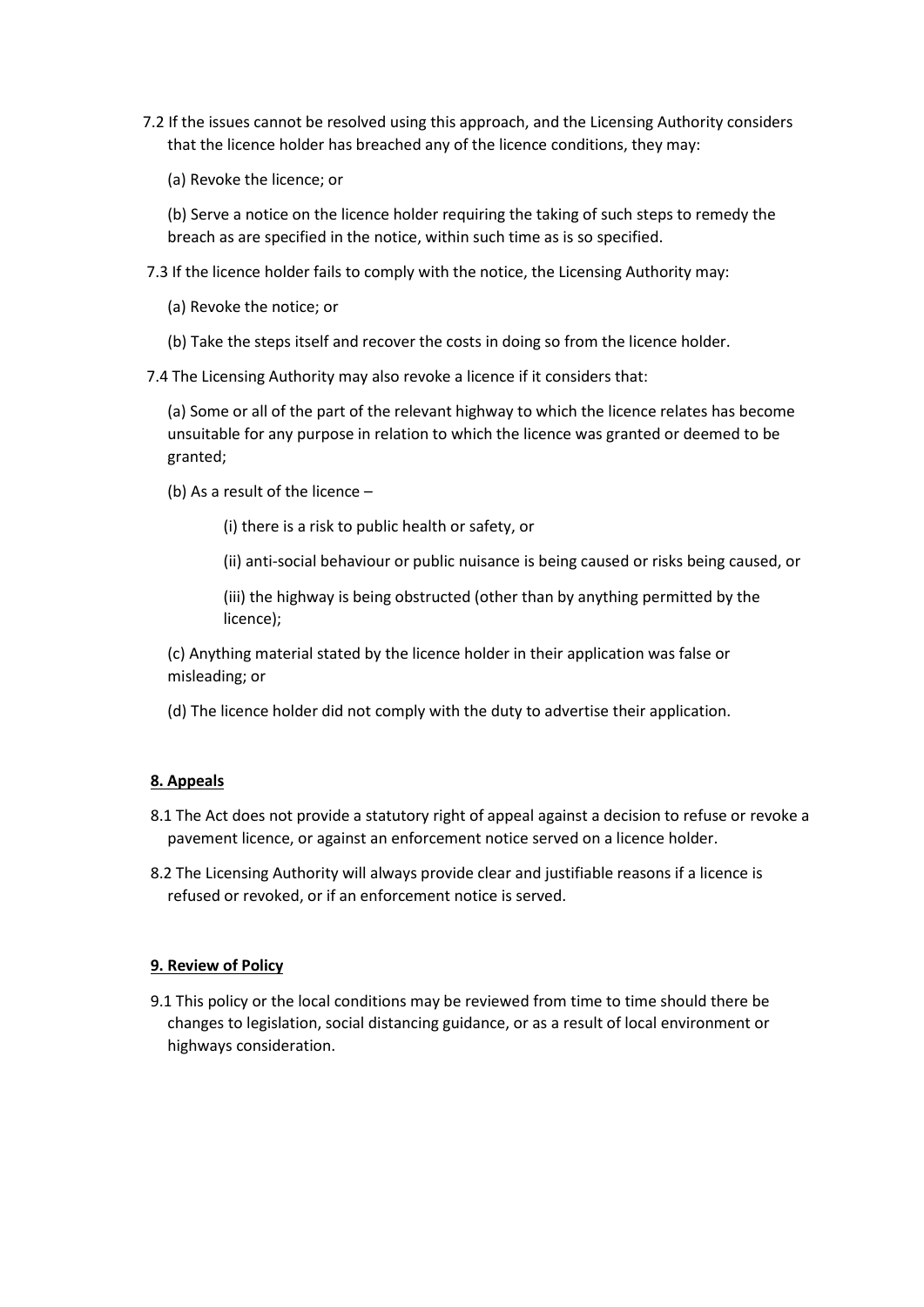7.2 If the issues cannot be resolved using this approach, and the Licensing Authority considers that the licence holder has breached any of the licence conditions, they may:

(a) Revoke the licence; or

(b) Serve a notice on the licence holder requiring the taking of such steps to remedy the breach as are specified in the notice, within such time as is so specified.

7.3 If the licence holder fails to comply with the notice, the Licensing Authority may:

(a) Revoke the notice; or

(b) Take the steps itself and recover the costs in doing so from the licence holder.

7.4 The Licensing Authority may also revoke a licence if it considers that:

(a) Some or all of the part of the relevant highway to which the licence relates has become unsuitable for any purpose in relation to which the licence was granted or deemed to be granted;

(b) As a result of the licence –

(i) there is a risk to public health or safety, or

(ii) anti-social behaviour or public nuisance is being caused or risks being caused, or

(iii) the highway is being obstructed (other than by anything permitted by the licence);

(c) Anything material stated by the licence holder in their application was false or misleading; or

(d) The licence holder did not comply with the duty to advertise their application.

**8. Appeals**

8.1 The Act does not provide a statutory right of appeal against a decision to refuse or revoke a pavement licence, or against an enforcement notice served on a licence holder.

8.2 The Licensing Authority will always provide clear and justifiable reasons if a licence is refused or revoked, or if an enforcement notice is served.

**9. Review of Policy**

9.1 This policy or the local conditions may be reviewed from time to time should there be changes to legislation, social distancing guidance, or as a result of local environment or highways consideration.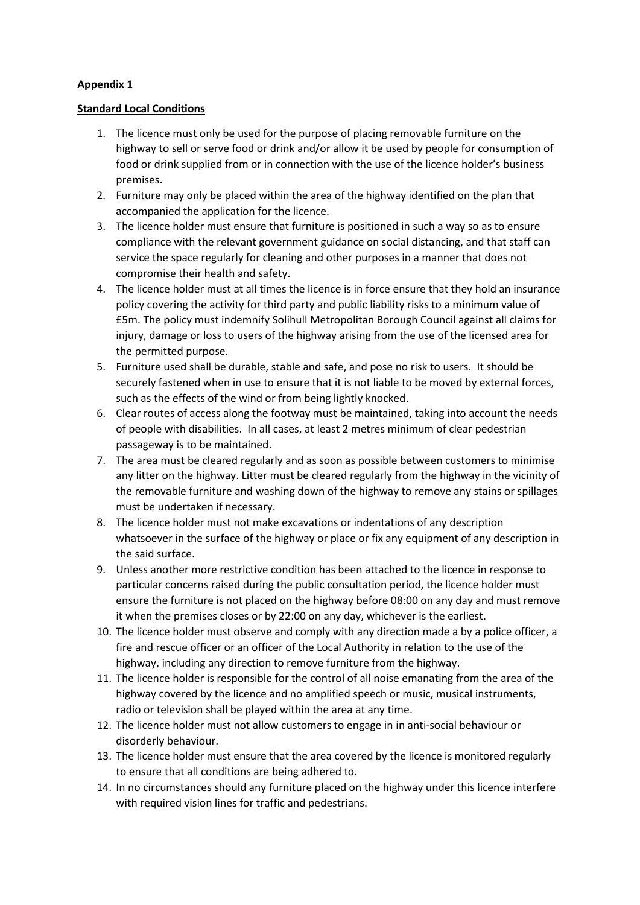**Appendix 1**

**Standard Local Conditions**

1. The licence must only be used for the purpose of placing removable furniture on the highway to sell or serve food or drink and/or allow it be used by people for consumption of food or drink supplied from or in connection with the use of the licence holder's business premises.
2. Furniture may only be placed within the area of the highway identified on the plan that accompanied the application for the licence.
3. The licence holder must ensure that furniture is positioned in such a way so as to ensure compliance with the relevant government guidance on social distancing, and that staff can service the space regularly for cleaning and other purposes in a manner that does not compromise their health and safety.
4. The licence holder must at all times the licence is in force ensure that they hold an insurance policy covering the activity for third party and public liability risks to a minimum value of £5m. The policy must indemnify Solihull Metropolitan Borough Council against all claims for injury, damage or loss to users of the highway arising from the use of the licensed area for the permitted purpose.
5. Furniture used shall be durable, stable and safe, and pose no risk to users. It should be securely fastened when in use to ensure that it is not liable to be moved by external forces, such as the effects of the wind or from being lightly knocked.
6. Clear routes of access along the footway must be maintained, taking into account the needs of people with disabilities. In all cases, at least 2 metres minimum of clear pedestrian passageway is to be maintained.
7. The area must be cleared regularly and as soon as possible between customers to minimise any litter on the highway. Litter must be cleared regularly from the highway in the vicinity of the removable furniture and washing down of the highway to remove any stains or spillages must be undertaken if necessary.
8. The licence holder must not make excavations or indentations of any description whatsoever in the surface of the highway or place or fix any equipment of any description in the said surface.
9. Unless another more restrictive condition has been attached to the licence in response to particular concerns raised during the public consultation period, the licence holder must ensure the furniture is not placed on the highway before 08:00 on any day and must remove it when the premises closes or by 22:00 on any day, whichever is the earliest.
10. The licence holder must observe and comply with any direction made a by a police officer, a fire and rescue officer or an officer of the Local Authority in relation to the use of the highway, including any direction to remove furniture from the highway.
11. The licence holder is responsible for the control of all noise emanating from the area of the highway covered by the licence and no amplified speech or music, musical instruments, radio or television shall be played within the area at any time.
12. The licence holder must not allow customers to engage in in anti-social behaviour or disorderly behaviour.
13. The licence holder must ensure that the area covered by the licence is monitored regularly to ensure that all conditions are being adhered to.
14. In no circumstances should any furniture placed on the highway under this licence interfere with required vision lines for traffic and pedestrians.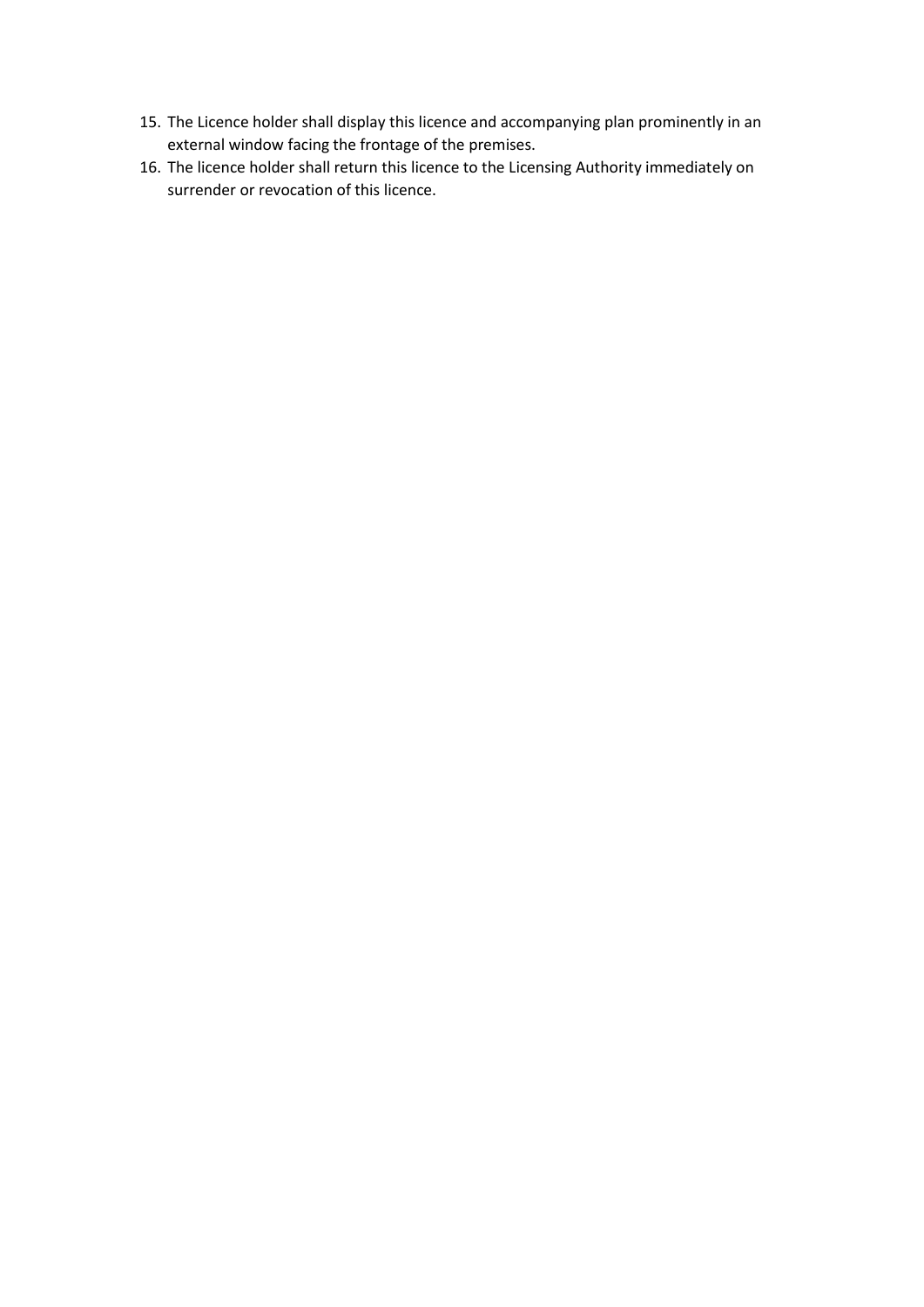15. The Licence holder shall display this licence and accompanying plan prominently in an external window facing the frontage of the premises.
16. The licence holder shall return this licence to the Licensing Authority immediately on surrender or revocation of this licence.